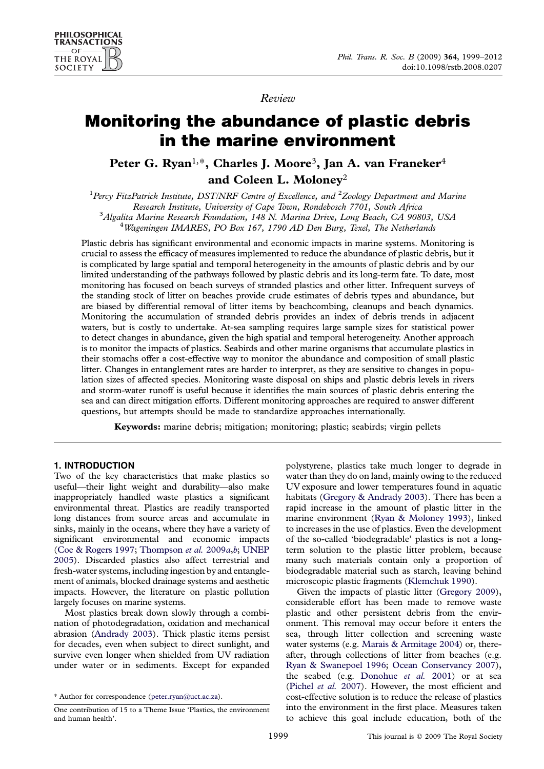*Review*

# Monitoring the abundance of plastic debris in the marine environment

**Peter G. Ryan[1,*], Charles J. Moore[3], Jan A. van Franeker[4] and Coleen L. Moloney[2]**

[1]*Percy FitzPatrick Institute, DST/NRF Centre of Excellence, and* [2]*Zoology Department and Marine Research Institute, University of Cape Town, Rondebosch 7701, South Africa*
[3]*Algalita Marine Research Foundation, 148 N. Marina Drive, Long Beach, CA 90803, USA*
[4]*Wageningen IMARES, PO Box 167, 1790 AD Den Burg, Texel, The Netherlands*

Plastic debris has significant environmental and economic impacts in marine systems. Monitoring is crucial to assess the efficacy of measures implemented to reduce the abundance of plastic debris, but it is complicated by large spatial and temporal heterogeneity in the amounts of plastic debris and by our limited understanding of the pathways followed by plastic debris and its long-term fate. To date, most monitoring has focused on beach surveys of stranded plastics and other litter. Infrequent surveys of the standing stock of litter on beaches provide crude estimates of debris types and abundance, but are biased by differential removal of litter items by beachcombing, cleanups and beach dynamics. Monitoring the accumulation of stranded debris provides an index of debris trends in adjacent waters, but is costly to undertake. At-sea sampling requires large sample sizes for statistical power to detect changes in abundance, given the high spatial and temporal heterogeneity. Another approach is to monitor the impacts of plastics. Seabirds and other marine organisms that accumulate plastics in their stomachs offer a cost-effective way to monitor the abundance and composition of small plastic litter. Changes in entanglement rates are harder to interpret, as they are sensitive to changes in population sizes of affected species. Monitoring waste disposal on ships and plastic debris levels in rivers and storm-water runoff is useful because it identifies the main sources of plastic debris entering the sea and can direct mitigation efforts. Different monitoring approaches are required to answer different questions, but attempts should be made to standardize approaches internationally.

**Keywords:** marine debris; mitigation; monitoring; plastic; seabirds; virgin pellets

## 1. INTRODUCTION

Two of the key characteristics that make plastics so useful—their light weight and durability—also make inappropriately handled waste plastics a significant environmental threat. Plastics are readily transported long distances from source areas and accumulate in sinks, mainly in the oceans, where they have a variety of significant environmental and economic impacts (Coe & Rogers 1997; Thompson *et al.* 2009*a*,*b*; UNEP 2005). Discarded plastics also affect terrestrial and fresh-water systems, including ingestion by and entanglement of animals, blocked drainage systems and aesthetic impacts. However, the literature on plastic pollution largely focuses on marine systems.

Most plastics break down slowly through a combination of photodegradation, oxidation and mechanical abrasion (Andrady 2003). Thick plastic items persist for decades, even when subject to direct sunlight, and survive even longer when shielded from UV radiation under water or in sediments. Except for expanded polystyrene, plastics take much longer to degrade in water than they do on land, mainly owing to the reduced UV exposure and lower temperatures found in aquatic habitats (Gregory & Andrady 2003). There has been a rapid increase in the amount of plastic litter in the marine environment (Ryan & Moloney 1993), linked to increases in the use of plastics. Even the development of the so-called 'biodegradable' plastics is not a long-term solution to the plastic litter problem, because many such materials contain only a proportion of biodegradable material such as starch, leaving behind microscopic plastic fragments (Klemchuk 1990).

Given the impacts of plastic litter (Gregory 2009), considerable effort has been made to remove waste plastic and other persistent debris from the environment. This removal may occur before it enters the sea, through litter collection and screening waste water systems (e.g. Marais & Armitage 2004) or, thereafter, through collections of litter from beaches (e.g. Ryan & Swanepoel 1996; Ocean Conservancy 2007), the seabed (e.g. Donohue *et al.* 2001) or at sea (Pichel *et al.* 2007). However, the most efficient and cost-effective solution is to reduce the release of plastics into the environment in the first place. Measures taken to achieve this goal include education, both of the

\* Author for correspondence (peter.ryan@uct.ac.za).

One contribution of 15 to a Theme Issue 'Plastics, the environment and human health'.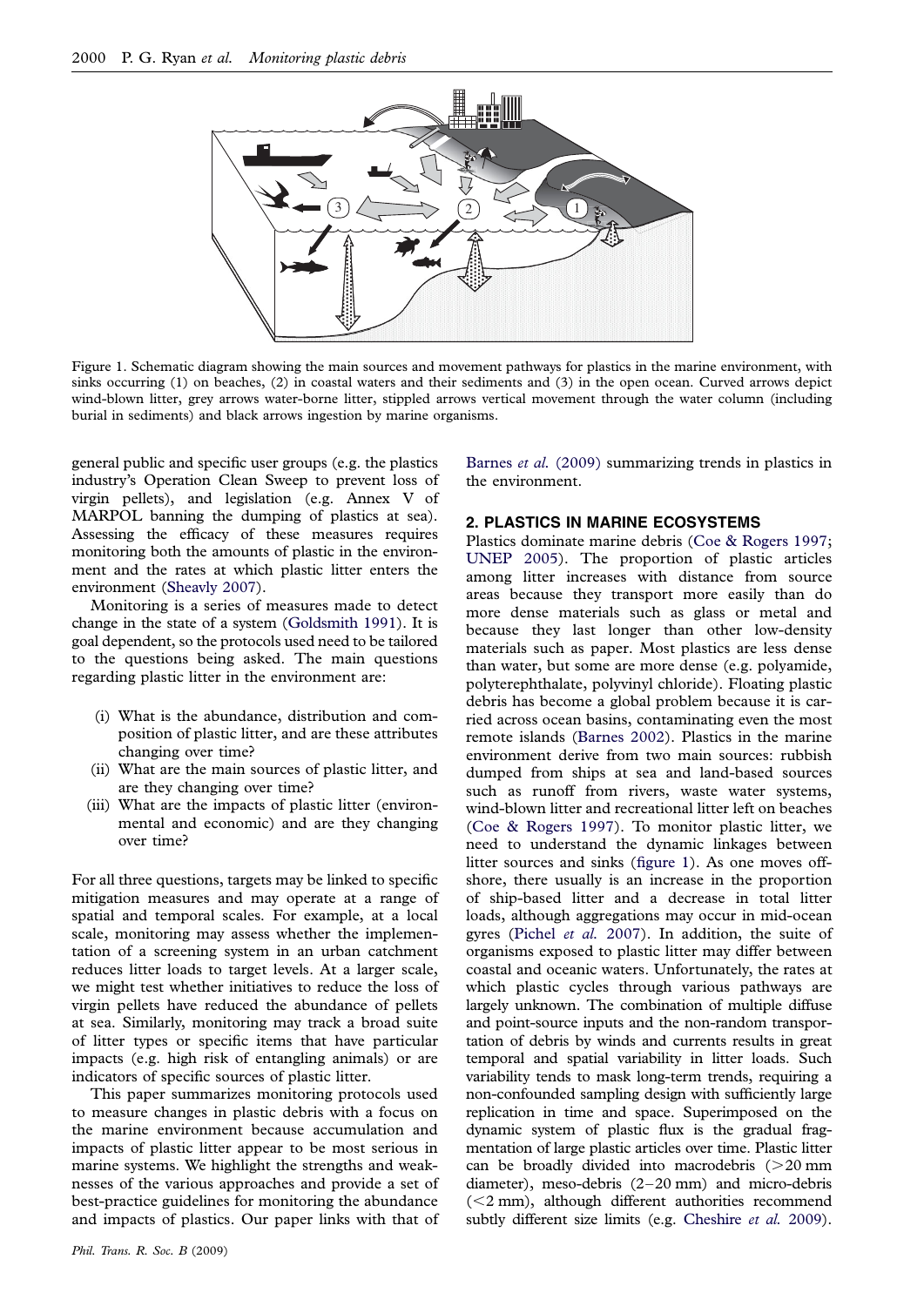Figure 1. Schematic diagram showing the main sources and movement pathways for plastics in the marine environment, with sinks occurring (1) on beaches, (2) in coastal waters and their sediments and (3) in the open ocean. Curved arrows depict wind-blown litter, grey arrows water-borne litter, stippled arrows vertical movement through the water column (including burial in sediments) and black arrows ingestion by marine organisms.

general public and specific user groups (e.g. the plastics industry's Operation Clean Sweep to prevent loss of virgin pellets), and legislation (e.g. Annex V of MARPOL banning the dumping of plastics at sea). Assessing the efficacy of these measures requires monitoring both the amounts of plastic in the environment and the rates at which plastic litter enters the environment (Sheavly 2007).

Monitoring is a series of measures made to detect change in the state of a system (Goldsmith 1991). It is goal dependent, so the protocols used need to be tailored to the questions being asked. The main questions regarding plastic litter in the environment are:

- (i) What is the abundance, distribution and composition of plastic litter, and are these attributes changing over time?
- (ii) What are the main sources of plastic litter, and are they changing over time?
- (iii) What are the impacts of plastic litter (environmental and economic) and are they changing over time?

For all three questions, targets may be linked to specific mitigation measures and may operate at a range of spatial and temporal scales. For example, at a local scale, monitoring may assess whether the implementation of a screening system in an urban catchment reduces litter loads to target levels. At a larger scale, we might test whether initiatives to reduce the loss of virgin pellets have reduced the abundance of pellets at sea. Similarly, monitoring may track a broad suite of litter types or specific items that have particular impacts (e.g. high risk of entangling animals) or are indicators of specific sources of plastic litter.

This paper summarizes monitoring protocols used to measure changes in plastic debris with a focus on the marine environment because accumulation and impacts of plastic litter appear to be most serious in marine systems. We highlight the strengths and weaknesses of the various approaches and provide a set of best-practice guidelines for monitoring the abundance and impacts of plastics. Our paper links with that of Barnes *et al.* (2009) summarizing trends in plastics in the environment.

## 2. PLASTICS IN MARINE ECOSYSTEMS

Plastics dominate marine debris (Coe & Rogers 1997; UNEP 2005). The proportion of plastic articles among litter increases with distance from source areas because they transport more easily than do more dense materials such as glass or metal and because they last longer than other low-density materials such as paper. Most plastics are less dense than water, but some are more dense (e.g. polyamide, polyterephthalate, polyvinyl chloride). Floating plastic debris has become a global problem because it is carried across ocean basins, contaminating even the most remote islands (Barnes 2002). Plastics in the marine environment derive from two main sources: rubbish dumped from ships at sea and land-based sources such as runoff from rivers, waste water systems, wind-blown litter and recreational litter left on beaches (Coe & Rogers 1997). To monitor plastic litter, we need to understand the dynamic linkages between litter sources and sinks (figure 1). As one moves offshore, there usually is an increase in the proportion of ship-based litter and a decrease in total litter loads, although aggregations may occur in mid-ocean gyres (Pichel *et al.* 2007). In addition, the suite of organisms exposed to plastic litter may differ between coastal and oceanic waters. Unfortunately, the rates at which plastic cycles through various pathways are largely unknown. The combination of multiple diffuse and point-source inputs and the non-random transportation of debris by winds and currents results in great temporal and spatial variability in litter loads. Such variability tends to mask long-term trends, requiring a non-confounded sampling design with sufficiently large replication in time and space. Superimposed on the dynamic system of plastic flux is the gradual fragmentation of large plastic articles over time. Plastic litter can be broadly divided into macrodebris (>20 mm diameter), meso-debris (2–20 mm) and micro-debris (<2 mm), although different authorities recommend subtly different size limits (e.g. Cheshire *et al.* 2009).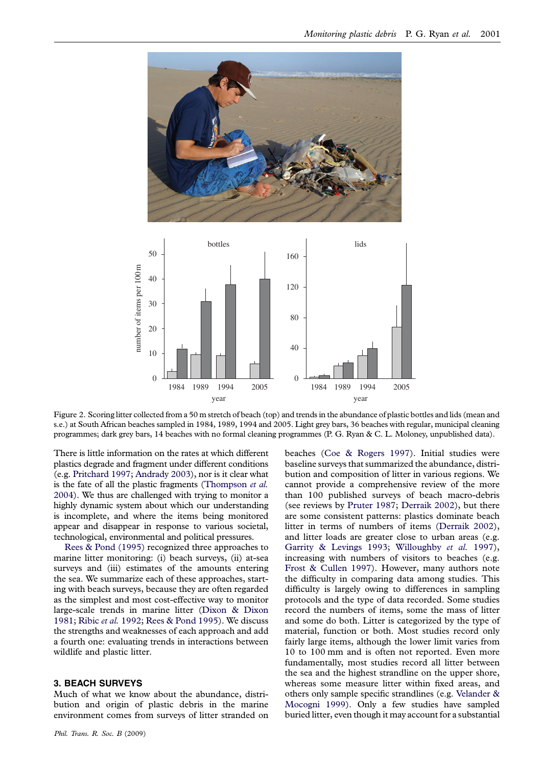Figure 2. Scoring litter collected from a 50 m stretch of beach (top) and trends in the abundance of plastic bottles and lids (mean and s.e.) at South African beaches sampled in 1984, 1989, 1994 and 2005. Light grey bars, 36 beaches with regular, municipal cleaning programmes; dark grey bars, 14 beaches with no formal cleaning programmes (P. G. Ryan & C. L. Moloney, unpublished data).

There is little information on the rates at which different plastics degrade and fragment under different conditions (e.g. Pritchard 1997; Andrady 2003), nor is it clear what is the fate of all the plastic fragments (Thompson *et al.* 2004). We thus are challenged with trying to monitor a highly dynamic system about which our understanding is incomplete, and where the items being monitored appear and disappear in response to various societal, technological, environmental and political pressures.

Rees & Pond (1995) recognized three approaches to marine litter monitoring: (i) beach surveys, (ii) at-sea surveys and (iii) estimates of the amounts entering the sea. We summarize each of these approaches, starting with beach surveys, because they are often regarded as the simplest and most cost-effective way to monitor large-scale trends in marine litter (Dixon & Dixon 1981; Ribic *et al.* 1992; Rees & Pond 1995). We discuss the strengths and weaknesses of each approach and add a fourth one: evaluating trends in interactions between wildlife and plastic litter.

## 3. BEACH SURVEYS

Much of what we know about the abundance, distribution and origin of plastic debris in the marine environment comes from surveys of litter stranded on beaches (Coe & Rogers 1997). Initial studies were baseline surveys that summarized the abundance, distribution and composition of litter in various regions. We cannot provide a comprehensive review of the more than 100 published surveys of beach macro-debris (see reviews by Pruter 1987; Derraik 2002), but there are some consistent patterns: plastics dominate beach litter in terms of numbers of items (Derraik 2002), and litter loads are greater close to urban areas (e.g. Garrity & Levings 1993; Willoughby *et al.* 1997), increasing with numbers of visitors to beaches (e.g. Frost & Cullen 1997). However, many authors note the difficulty in comparing data among studies. This difficulty is largely owing to differences in sampling protocols and the type of data recorded. Some studies record the numbers of items, some the mass of litter and some do both. Litter is categorized by the type of material, function or both. Most studies record only fairly large items, although the lower limit varies from 10 to 100 mm and is often not reported. Even more fundamentally, most studies record all litter between the sea and the highest strandline on the upper shore, whereas some measure litter within fixed areas, and others only sample specific strandlines (e.g. Velander & Mocogni 1999). Only a few studies have sampled buried litter, even though it may account for a substantial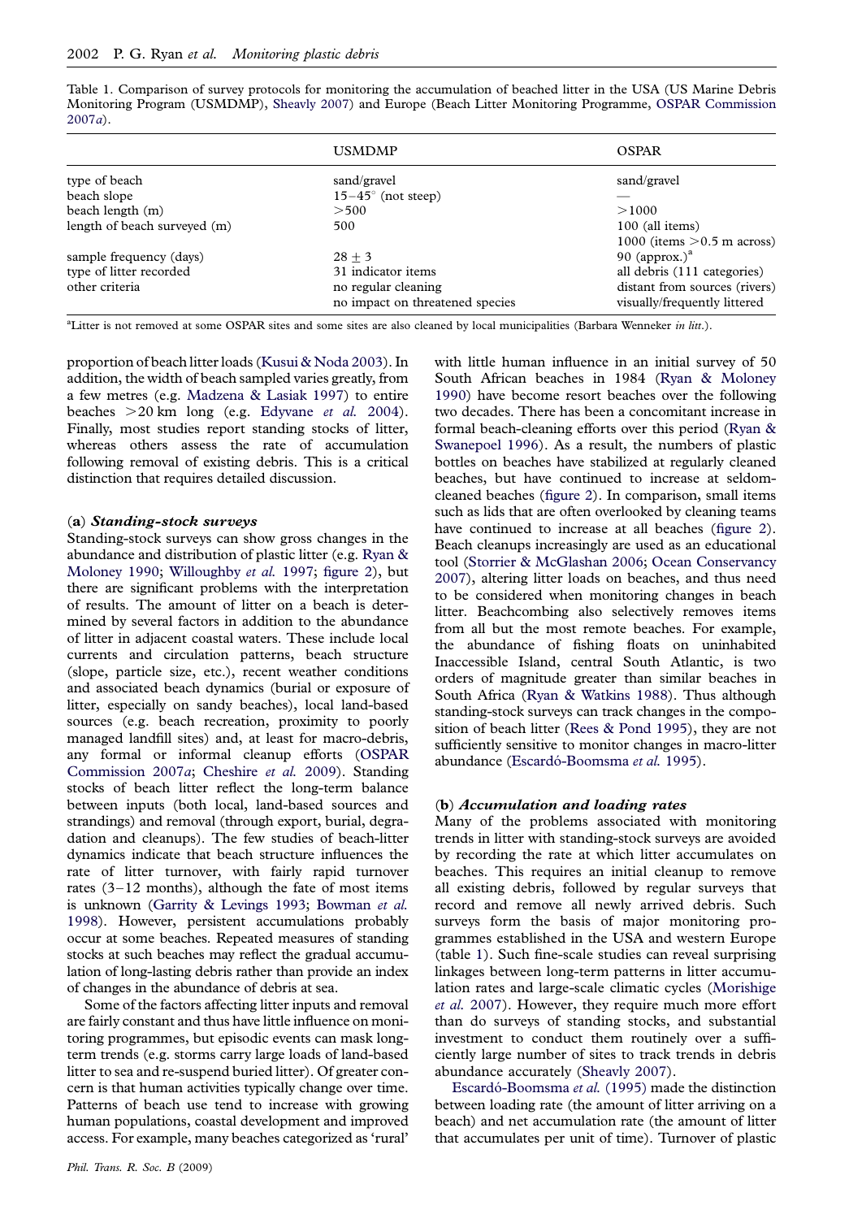Table 1. Comparison of survey protocols for monitoring the accumulation of beached litter in the USA (US Marine Debris Monitoring Program (USMDMP), Sheavly 2007) and Europe (Beach Litter Monitoring Programme, OSPAR Commission 2007*a*).

| | USMDMP | OSPAR |
|---|---|---|
| type of beach | sand/gravel | sand/gravel |
| beach slope | 15–45° (not steep) | — |
| beach length (m) | >500 | >1000 |
| length of beach surveyed (m) | 500 | 100 (all items)<br>1000 (items >0.5 m across) |
| sample frequency (days) | 28 ± 3 | 90 (approx.)[a] |
| type of litter recorded | 31 indicator items | all debris (111 categories) |
| other criteria | no regular cleaning<br>no impact on threatened species | distant from sources (rivers)<br>visually/frequently littered |

[a]Litter is not removed at some OSPAR sites and some sites are also cleaned by local municipalities (Barbara Wenneker *in litt*.).

proportion of beach litter loads (Kusui & Noda 2003). In addition, the width of beach sampled varies greatly, from a few metres (e.g. Madzena & Lasiak 1997) to entire beaches >20 km long (e.g. Edyvane *et al.* 2004). Finally, most studies report standing stocks of litter, whereas others assess the rate of accumulation following removal of existing debris. This is a critical distinction that requires detailed discussion.

### (a) *Standing-stock surveys*

Standing-stock surveys can show gross changes in the abundance and distribution of plastic litter (e.g. Ryan & Moloney 1990; Willoughby *et al.* 1997; figure 2), but there are significant problems with the interpretation of results. The amount of litter on a beach is determined by several factors in addition to the abundance of litter in adjacent coastal waters. These include local currents and circulation patterns, beach structure (slope, particle size, etc.), recent weather conditions and associated beach dynamics (burial or exposure of litter, especially on sandy beaches), local land-based sources (e.g. beach recreation, proximity to poorly managed landfill sites) and, at least for macro-debris, any formal or informal cleanup efforts (OSPAR Commission 2007*a*; Cheshire *et al.* 2009). Standing stocks of beach litter reflect the long-term balance between inputs (both local, land-based sources and strandings) and removal (through export, burial, degradation and cleanups). The few studies of beach-litter dynamics indicate that beach structure influences the rate of litter turnover, with fairly rapid turnover rates (3–12 months), although the fate of most items is unknown (Garrity & Levings 1993; Bowman *et al.* 1998). However, persistent accumulations probably occur at some beaches. Repeated measures of standing stocks at such beaches may reflect the gradual accumulation of long-lasting debris rather than provide an index of changes in the abundance of debris at sea.

Some of the factors affecting litter inputs and removal are fairly constant and thus have little influence on monitoring programmes, but episodic events can mask long-term trends (e.g. storms carry large loads of land-based litter to sea and re-suspend buried litter). Of greater concern is that human activities typically change over time. Patterns of beach use tend to increase with growing human populations, coastal development and improved access. For example, many beaches categorized as 'rural' with little human influence in an initial survey of 50 South African beaches in 1984 (Ryan & Moloney 1990) have become resort beaches over the following two decades. There has been a concomitant increase in formal beach-cleaning efforts over this period (Ryan & Swanepoel 1996). As a result, the numbers of plastic bottles on beaches have stabilized at regularly cleaned beaches, but have continued to increase at seldom-cleaned beaches (figure 2). In comparison, small items such as lids that are often overlooked by cleaning teams have continued to increase at all beaches (figure 2). Beach cleanups increasingly are used as an educational tool (Storrier & McGlashan 2006; Ocean Conservancy 2007), altering litter loads on beaches, and thus need to be considered when monitoring changes in beach litter. Beachcombing also selectively removes items from all but the most remote beaches. For example, the abundance of fishing floats on uninhabited Inaccessible Island, central South Atlantic, is two orders of magnitude greater than similar beaches in South Africa (Ryan & Watkins 1988). Thus although standing-stock surveys can track changes in the composition of beach litter (Rees & Pond 1995), they are not sufficiently sensitive to monitor changes in macro-litter abundance (Escardó-Boomsma *et al.* 1995).

### (b) *Accumulation and loading rates*

Many of the problems associated with monitoring trends in litter with standing-stock surveys are avoided by recording the rate at which litter accumulates on beaches. This requires an initial cleanup to remove all existing debris, followed by regular surveys that record and remove all newly arrived debris. Such surveys form the basis of major monitoring programmes established in the USA and western Europe (table 1). Such fine-scale studies can reveal surprising linkages between long-term patterns in litter accumulation rates and large-scale climatic cycles (Morishige *et al.* 2007). However, they require much more effort than do surveys of standing stocks, and substantial investment to conduct them routinely over a sufficiently large number of sites to track trends in debris abundance accurately (Sheavly 2007).

Escardó-Boomsma *et al.* (1995) made the distinction between loading rate (the amount of litter arriving on a beach) and net accumulation rate (the amount of litter that accumulates per unit of time). Turnover of plastic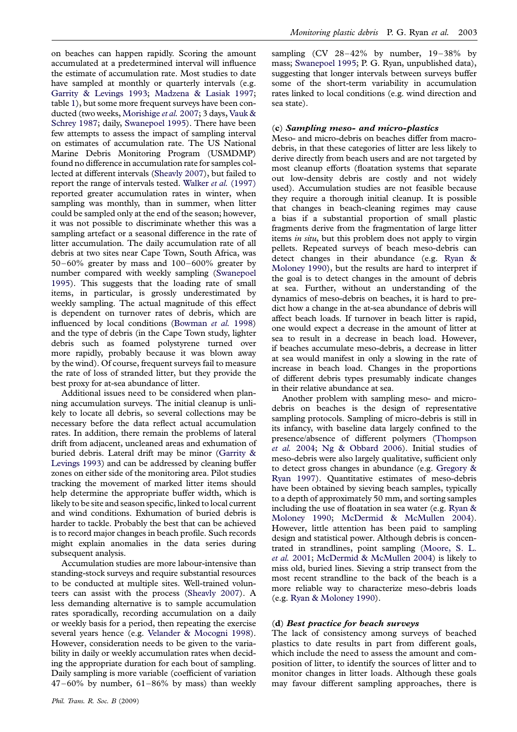on beaches can happen rapidly. Scoring the amount accumulated at a predetermined interval will influence the estimate of accumulation rate. Most studies to date have sampled at monthly or quarterly intervals (e.g. Garrity & Levings 1993; Madzena & Lasiak 1997; table 1), but some more frequent surveys have been conducted (two weeks, Morishige *et al.* 2007; 3 days, Vauk & Schrey 1987; daily, Swanepoel 1995). There have been few attempts to assess the impact of sampling interval on estimates of accumulation rate. The US National Marine Debris Monitoring Program (USMDMP) found no difference in accumulation rate for samples collected at different intervals (Sheavly 2007), but failed to report the range of intervals tested. Walker *et al.* (1997) reported greater accumulation rates in winter, when sampling was monthly, than in summer, when litter could be sampled only at the end of the season; however, it was not possible to discriminate whether this was a sampling artefact or a seasonal difference in the rate of litter accumulation. The daily accumulation rate of all debris at two sites near Cape Town, South Africa, was 50–60% greater by mass and 100–600% greater by number compared with weekly sampling (Swanepoel 1995). This suggests that the loading rate of small items, in particular, is grossly underestimated by weekly sampling. The actual magnitude of this effect is dependent on turnover rates of debris, which are influenced by local conditions (Bowman *et al.* 1998) and the type of debris (in the Cape Town study, lighter debris such as foamed polystyrene turned over more rapidly, probably because it was blown away by the wind). Of course, frequent surveys fail to measure the rate of loss of stranded litter, but they provide the best proxy for at-sea abundance of litter.

Additional issues need to be considered when planning accumulation surveys. The initial cleanup is unlikely to locate all debris, so several collections may be necessary before the data reflect actual accumulation rates. In addition, there remain the problems of lateral drift from adjacent, uncleaned areas and exhumation of buried debris. Lateral drift may be minor (Garrity & Levings 1993) and can be addressed by cleaning buffer zones on either side of the monitoring area. Pilot studies tracking the movement of marked litter items should help determine the appropriate buffer width, which is likely to be site and season specific, linked to local current and wind conditions. Exhumation of buried debris is harder to tackle. Probably the best that can be achieved is to record major changes in beach profile. Such records might explain anomalies in the data series during subsequent analysis.

Accumulation studies are more labour-intensive than standing-stock surveys and require substantial resources to be conducted at multiple sites. Well-trained volunteers can assist with the process (Sheavly 2007). A less demanding alternative is to sample accumulation rates sporadically, recording accumulation on a daily or weekly basis for a period, then repeating the exercise several years hence (e.g. Velander & Mocogni 1998). However, consideration needs to be given to the variability in daily or weekly accumulation rates when deciding the appropriate duration for each bout of sampling. Daily sampling is more variable (coefficient of variation 47–60% by number, 61–86% by mass) than weekly sampling (CV 28–42% by number, 19–38% by mass; Swanepoel 1995; P. G. Ryan, unpublished data), suggesting that longer intervals between surveys buffer some of the short-term variability in accumulation rates linked to local conditions (e.g. wind direction and sea state).

### (c) *Sampling meso- and micro-plastics*

Meso- and micro-debris on beaches differ from macro-debris, in that these categories of litter are less likely to derive directly from beach users and are not targeted by most cleanup efforts (floatation systems that separate out low-density debris are costly and not widely used). Accumulation studies are not feasible because they require a thorough initial cleanup. It is possible that changes in beach-cleaning regimes may cause a bias if a substantial proportion of small plastic fragments derive from the fragmentation of large litter items *in situ*, but this problem does not apply to virgin pellets. Repeated surveys of beach meso-debris can detect changes in their abundance (e.g. Ryan & Moloney 1990), but the results are hard to interpret if the goal is to detect changes in the amount of debris at sea. Further, without an understanding of the dynamics of meso-debris on beaches, it is hard to predict how a change in the at-sea abundance of debris will affect beach loads. If turnover in beach litter is rapid, one would expect a decrease in the amount of litter at sea to result in a decrease in beach load. However, if beaches accumulate meso-debris, a decrease in litter at sea would manifest in only a slowing in the rate of increase in beach load. Changes in the proportions of different debris types presumably indicate changes in their relative abundance at sea.

Another problem with sampling meso- and micro-debris on beaches is the design of representative sampling protocols. Sampling of micro-debris is still in its infancy, with baseline data largely confined to the presence/absence of different polymers (Thompson *et al.* 2004; Ng & Obbard 2006). Initial studies of meso-debris were also largely qualitative, sufficient only to detect gross changes in abundance (e.g. Gregory & Ryan 1997). Quantitative estimates of meso-debris have been obtained by sieving beach samples, typically to a depth of approximately 50 mm, and sorting samples including the use of floatation in sea water (e.g. Ryan & Moloney 1990; McDermid & McMullen 2004). However, little attention has been paid to sampling design and statistical power. Although debris is concentrated in strandlines, point sampling (Moore, S. L. *et al.* 2001; McDermid & McMullen 2004) is likely to miss old, buried lines. Sieving a strip transect from the most recent strandline to the back of the beach is a more reliable way to characterize meso-debris loads (e.g. Ryan & Moloney 1990).

### (d) *Best practice for beach surveys*

The lack of consistency among surveys of beached plastics to date results in part from different goals, which include the need to assess the amount and composition of litter, to identify the sources of litter and to monitor changes in litter loads. Although these goals may favour different sampling approaches, there is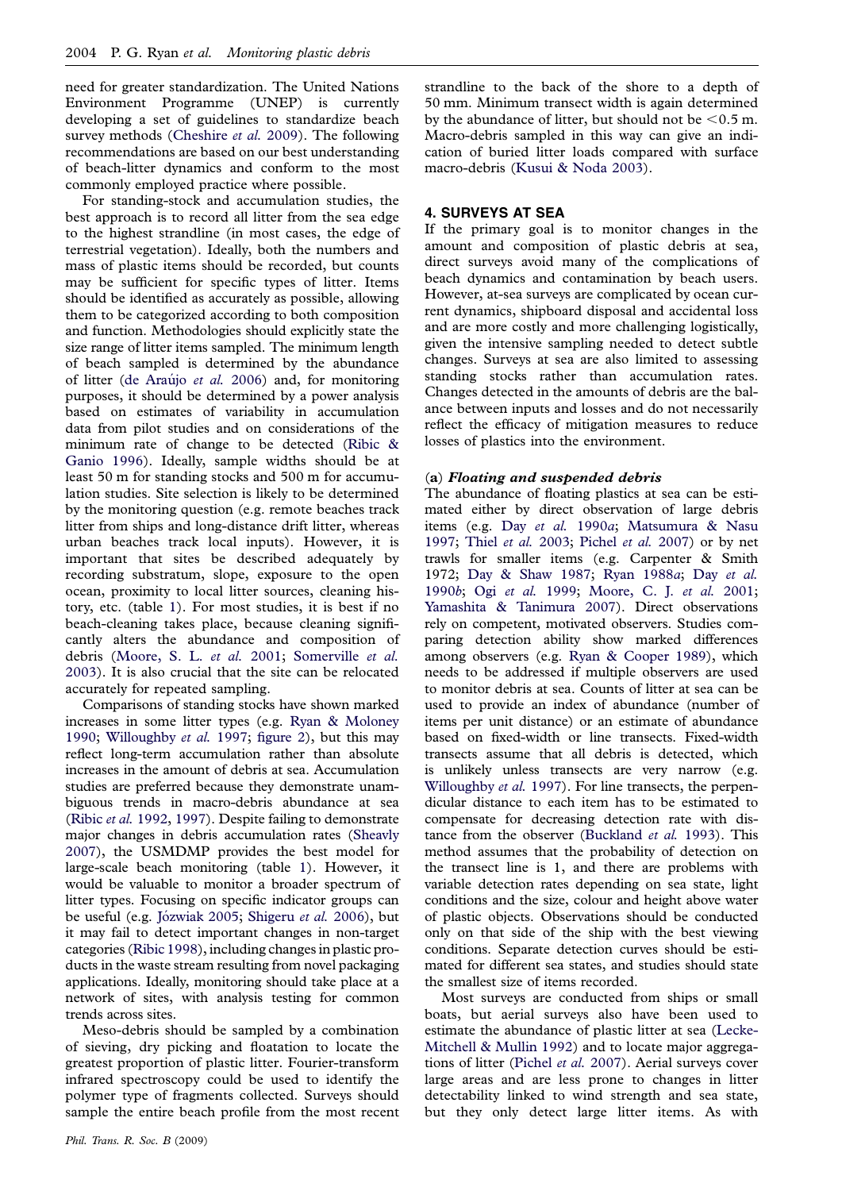need for greater standardization. The United Nations Environment Programme (UNEP) is currently developing a set of guidelines to standardize beach survey methods (Cheshire *et al.* 2009). The following recommendations are based on our best understanding of beach-litter dynamics and conform to the most commonly employed practice where possible.

For standing-stock and accumulation studies, the best approach is to record all litter from the sea edge to the highest strandline (in most cases, the edge of terrestrial vegetation). Ideally, both the numbers and mass of plastic items should be recorded, but counts may be sufficient for specific types of litter. Items should be identified as accurately as possible, allowing them to be categorized according to both composition and function. Methodologies should explicitly state the size range of litter items sampled. The minimum length of beach sampled is determined by the abundance of litter (de Araújo *et al.* 2006) and, for monitoring purposes, it should be determined by a power analysis based on estimates of variability in accumulation data from pilot studies and on considerations of the minimum rate of change to be detected (Ribic & Ganio 1996). Ideally, sample widths should be at least 50 m for standing stocks and 500 m for accumulation studies. Site selection is likely to be determined by the monitoring question (e.g. remote beaches track litter from ships and long-distance drift litter, whereas urban beaches track local inputs). However, it is important that sites be described adequately by recording substratum, slope, exposure to the open ocean, proximity to local litter sources, cleaning history, etc. (table 1). For most studies, it is best if no beach-cleaning takes place, because cleaning significantly alters the abundance and composition of debris (Moore, S. L. *et al.* 2001; Somerville *et al.* 2003). It is also crucial that the site can be relocated accurately for repeated sampling.

Comparisons of standing stocks have shown marked increases in some litter types (e.g. Ryan & Moloney 1990; Willoughby *et al.* 1997; figure 2), but this may reflect long-term accumulation rather than absolute increases in the amount of debris at sea. Accumulation studies are preferred because they demonstrate unambiguous trends in macro-debris abundance at sea (Ribic *et al.* 1992, 1997). Despite failing to demonstrate major changes in debris accumulation rates (Sheavly 2007), the USMDMP provides the best model for large-scale beach monitoring (table 1). However, it would be valuable to monitor a broader spectrum of litter types. Focusing on specific indicator groups can be useful (e.g. Józwiak 2005; Shigeru *et al.* 2006), but it may fail to detect important changes in non-target categories (Ribic 1998), including changes in plastic products in the waste stream resulting from novel packaging applications. Ideally, monitoring should take place at a network of sites, with analysis testing for common trends across sites.

Meso-debris should be sampled by a combination of sieving, dry picking and floatation to locate the greatest proportion of plastic litter. Fourier-transform infrared spectroscopy could be used to identify the polymer type of fragments collected. Surveys should sample the entire beach profile from the most recent strandline to the back of the shore to a depth of 50 mm. Minimum transect width is again determined by the abundance of litter, but should not be $<0.5$ m. Macro-debris sampled in this way can give an indication of buried litter loads compared with surface macro-debris (Kusui & Noda 2003).

## 4. SURVEYS AT SEA

If the primary goal is to monitor changes in the amount and composition of plastic debris at sea, direct surveys avoid many of the complications of beach dynamics and contamination by beach users. However, at-sea surveys are complicated by ocean current dynamics, shipboard disposal and accidental loss and are more costly and more challenging logistically, given the intensive sampling needed to detect subtle changes. Surveys at sea are also limited to assessing standing stocks rather than accumulation rates. Changes detected in the amounts of debris are the balance between inputs and losses and do not necessarily reflect the efficacy of mitigation measures to reduce losses of plastics into the environment.

### (a) *Floating and suspended debris*

The abundance of floating plastics at sea can be estimated either by direct observation of large debris items (e.g. Day *et al.* 1990*a*; Matsumura & Nasu 1997; Thiel *et al.* 2003; Pichel *et al.* 2007) or by net trawls for smaller items (e.g. Carpenter & Smith 1972; Day & Shaw 1987; Ryan 1988*a*; Day *et al.* 1990*b*; Ogi *et al.* 1999; Moore, C. J. *et al.* 2001; Yamashita & Tanimura 2007). Direct observations rely on competent, motivated observers. Studies comparing detection ability show marked differences among observers (e.g. Ryan & Cooper 1989), which needs to be addressed if multiple observers are used to monitor debris at sea. Counts of litter at sea can be used to provide an index of abundance (number of items per unit distance) or an estimate of abundance based on fixed-width or line transects. Fixed-width transects assume that all debris is detected, which is unlikely unless transects are very narrow (e.g. Willoughby *et al.* 1997). For line transects, the perpendicular distance to each item has to be estimated to compensate for decreasing detection rate with distance from the observer (Buckland *et al.* 1993). This method assumes that the probability of detection on the transect line is 1, and there are problems with variable detection rates depending on sea state, light conditions and the size, colour and height above water of plastic objects. Observations should be conducted only on that side of the ship with the best viewing conditions. Separate detection curves should be estimated for different sea states, and studies should state the smallest size of items recorded.

Most surveys are conducted from ships or small boats, but aerial surveys also have been used to estimate the abundance of plastic litter at sea (Lecke-Mitchell & Mullin 1992) and to locate major aggregations of litter (Pichel *et al.* 2007). Aerial surveys cover large areas and are less prone to changes in litter detectability linked to wind strength and sea state, but they only detect large litter items. As with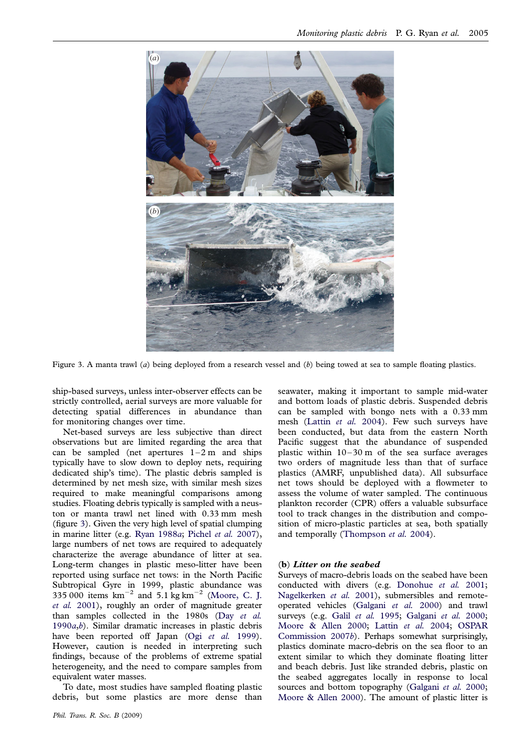Figure 3. A manta trawl (*a*) being deployed from a research vessel and (*b*) being towed at sea to sample floating plastics.

ship-based surveys, unless inter-observer effects can be strictly controlled, aerial surveys are more valuable for detecting spatial differences in abundance than for monitoring changes over time.

Net-based surveys are less subjective than direct observations but are limited regarding the area that can be sampled (net apertures 1–2 m and ships typically have to slow down to deploy nets, requiring dedicated ship's time). The plastic debris sampled is determined by net mesh size, with similar mesh sizes required to make meaningful comparisons among studies. Floating debris typically is sampled with a neuston or manta trawl net lined with 0.33 mm mesh (figure 3). Given the very high level of spatial clumping in marine litter (e.g. Ryan 1988*a*; Pichel *et al.* 2007), large numbers of net tows are required to adequately characterize the average abundance of litter at sea. Long-term changes in plastic meso-litter have been reported using surface net tows: in the North Pacific Subtropical Gyre in 1999, plastic abundance was 335 000 items $km^{-2}$ and 5.1 kg $km^{-2}$ (Moore, C. J. *et al.* 2001), roughly an order of magnitude greater than samples collected in the 1980s (Day *et al.* 1990*a*,*b*). Similar dramatic increases in plastic debris have been reported off Japan (Ogi *et al.* 1999). However, caution is needed in interpreting such findings, because of the problems of extreme spatial heterogeneity, and the need to compare samples from equivalent water masses.

To date, most studies have sampled floating plastic debris, but some plastics are more dense than seawater, making it important to sample mid-water and bottom loads of plastic debris. Suspended debris can be sampled with bongo nets with a 0.33 mm mesh (Lattin *et al.* 2004). Few such surveys have been conducted, but data from the eastern North Pacific suggest that the abundance of suspended plastic within 10–30 m of the sea surface averages two orders of magnitude less than that of surface plastics (AMRF, unpublished data). All subsurface net tows should be deployed with a flowmeter to assess the volume of water sampled. The continuous plankton recorder (CPR) offers a valuable subsurface tool to track changes in the distribution and composition of micro-plastic particles at sea, both spatially and temporally (Thompson *et al.* 2004).

### (b) *Litter on the seabed*

Surveys of macro-debris loads on the seabed have been conducted with divers (e.g. Donohue *et al.* 2001; Nagelkerken *et al.* 2001), submersibles and remote-operated vehicles (Galgani *et al.* 2000) and trawl surveys (e.g. Galil *et al.* 1995; Galgani *et al.* 2000; Moore & Allen 2000; Lattin *et al.* 2004; OSPAR Commission 2007*b*). Perhaps somewhat surprisingly, plastics dominate macro-debris on the sea floor to an extent similar to which they dominate floating litter and beach debris. Just like stranded debris, plastic on the seabed aggregates locally in response to local sources and bottom topography (Galgani *et al.* 2000; Moore & Allen 2000). The amount of plastic litter is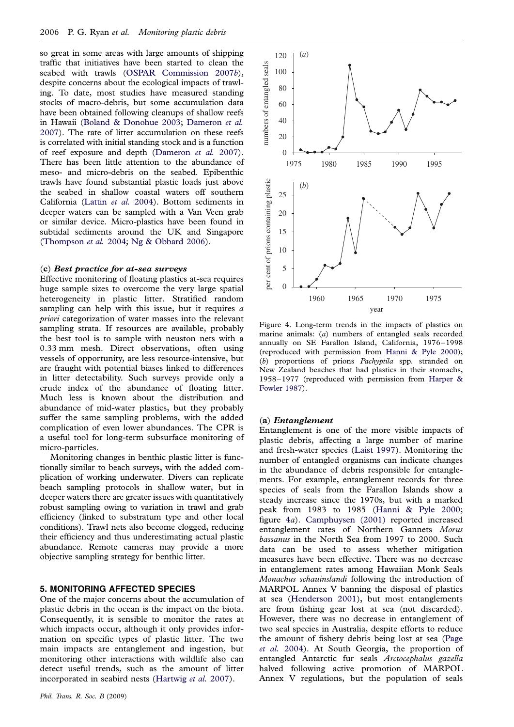so great in some areas with large amounts of shipping traffic that initiatives have been started to clean the seabed with trawls (OSPAR Commission 2007*b*), despite concerns about the ecological impacts of trawling. To date, most studies have measured standing stocks of macro-debris, but some accumulation data have been obtained following cleanups of shallow reefs in Hawaii (Boland & Donohue 2003; Dameron *et al.* 2007). The rate of litter accumulation on these reefs is correlated with initial standing stock and is a function of reef exposure and depth (Dameron *et al.* 2007). There has been little attention to the abundance of meso- and micro-debris on the seabed. Epibenthic trawls have found substantial plastic loads just above the seabed in shallow coastal waters off southern California (Lattin *et al.* 2004). Bottom sediments in deeper waters can be sampled with a Van Veen grab or similar device. Micro-plastics have been found in subtidal sediments around the UK and Singapore (Thompson *et al.* 2004; Ng & Obbard 2006).

### (c) *Best practice for at-sea surveys*

Effective monitoring of floating plastics at-sea requires huge sample sizes to overcome the very large spatial heterogeneity in plastic litter. Stratified random sampling can help with this issue, but it requires *a priori* categorization of water masses into the relevant sampling strata. If resources are available, probably the best tool is to sample with neuston nets with a 0.33 mm mesh. Direct observations, often using vessels of opportunity, are less resource-intensive, but are fraught with potential biases linked to differences in litter detectability. Such surveys provide only a crude index of the abundance of floating litter. Much less is known about the distribution and abundance of mid-water plastics, but they probably suffer the same sampling problems, with the added complication of even lower abundances. The CPR is a useful tool for long-term subsurface monitoring of micro-particles.

Monitoring changes in benthic plastic litter is functionally similar to beach surveys, with the added complication of working underwater. Divers can replicate beach sampling protocols in shallow water, but in deeper waters there are greater issues with quantitatively robust sampling owing to variation in trawl and grab efficiency (linked to substratum type and other local conditions). Trawl nets also become clogged, reducing their efficiency and thus underestimating actual plastic abundance. Remote cameras may provide a more objective sampling strategy for benthic litter.

## 5. MONITORING AFFECTED SPECIES

One of the major concerns about the accumulation of plastic debris in the ocean is the impact on the biota. Consequently, it is sensible to monitor the rates at which impacts occur, although it only provides information on specific types of plastic litter. The two main impacts are entanglement and ingestion, but monitoring other interactions with wildlife also can detect useful trends, such as the amount of litter incorporated in seabird nests (Hartwig *et al.* 2007).

(a)
numbers of entangled seals
120
100
80
60
40
20
0
1975 1980 1985 1990 1995

(b)
per cent of prions containing plastic
25
20
15
10
5
0
1960 1965 1970 1975
year

Figure 4. Long-term trends in the impacts of plastics on marine animals: (*a*) numbers of entangled seals recorded annually on SE Farallon Island, California, 1976–1998 (reproduced with permission from Hanni & Pyle 2000); (*b*) proportions of prions *Pachyptila* spp. stranded on New Zealand beaches that had plastics in their stomachs, 1958–1977 (reproduced with permission from Harper & Fowler 1987).

### (a) *Entanglement*

Entanglement is one of the more visible impacts of plastic debris, affecting a large number of marine and fresh-water species (Laist 1997). Monitoring the number of entangled organisms can indicate changes in the abundance of debris responsible for entanglements. For example, entanglement records for three species of seals from the Farallon Islands show a steady increase since the 1970s, but with a marked peak from 1983 to 1985 (Hanni & Pyle 2000; figure 4*a*). Camphuysen (2001) reported increased entanglement rates of Northern Gannets *Morus bassanus* in the North Sea from 1997 to 2000. Such data can be used to assess whether mitigation measures have been effective. There was no decrease in entanglement rates among Hawaiian Monk Seals *Monachus schauinslandi* following the introduction of MARPOL Annex V banning the disposal of plastics at sea (Henderson 2001), but most entanglements are from fishing gear lost at sea (not discarded). However, there was no decrease in entanglement of two seal species in Australia, despite efforts to reduce the amount of fishery debris being lost at sea (Page *et al.* 2004). At South Georgia, the proportion of entangled Antarctic fur seals *Arctocephalus gazella* halved following active promotion of MARPOL Annex V regulations, but the population of seals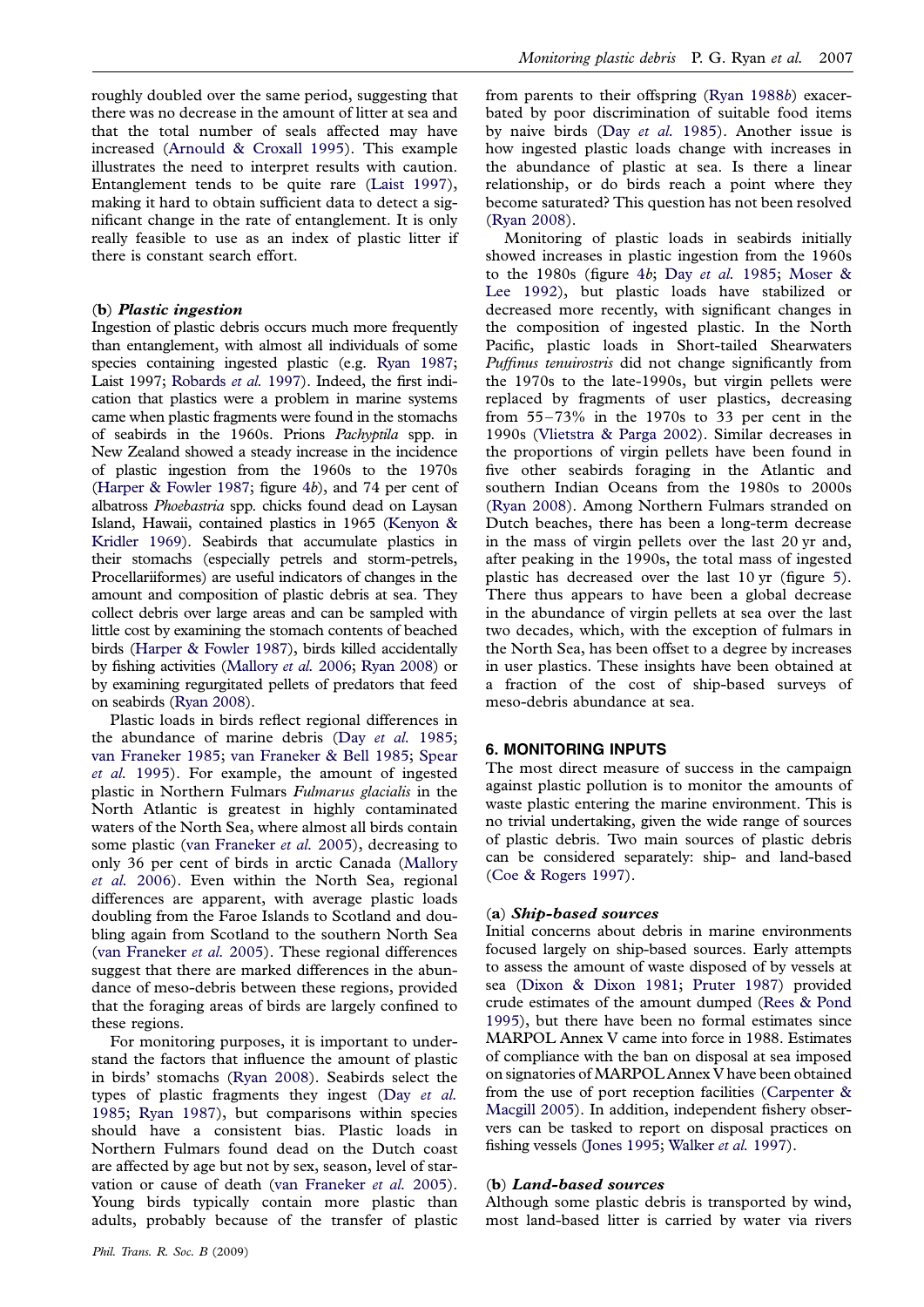roughly doubled over the same period, suggesting that there was no decrease in the amount of litter at sea and that the total number of seals affected may have increased (Arnould & Croxall 1995). This example illustrates the need to interpret results with caution. Entanglement tends to be quite rare (Laist 1997), making it hard to obtain sufficient data to detect a significant change in the rate of entanglement. It is only really feasible to use as an index of plastic litter if there is constant search effort.

### (b) *Plastic ingestion*

Ingestion of plastic debris occurs much more frequently than entanglement, with almost all individuals of some species containing ingested plastic (e.g. Ryan 1987; Laist 1997; Robards *et al.* 1997). Indeed, the first indication that plastics were a problem in marine systems came when plastic fragments were found in the stomachs of seabirds in the 1960s. Prions *Pachyptila* spp. in New Zealand showed a steady increase in the incidence of plastic ingestion from the 1960s to the 1970s (Harper & Fowler 1987; figure 4*b*), and 74 per cent of albatross *Phoebastria* spp. chicks found dead on Laysan Island, Hawaii, contained plastics in 1965 (Kenyon & Kridler 1969). Seabirds that accumulate plastics in their stomachs (especially petrels and storm-petrels, Procellariiformes) are useful indicators of changes in the amount and composition of plastic debris at sea. They collect debris over large areas and can be sampled with little cost by examining the stomach contents of beached birds (Harper & Fowler 1987), birds killed accidentally by fishing activities (Mallory *et al.* 2006; Ryan 2008) or by examining regurgitated pellets of predators that feed on seabirds (Ryan 2008).

Plastic loads in birds reflect regional differences in the abundance of marine debris (Day *et al.* 1985; van Franeker 1985; van Franeker & Bell 1985; Spear *et al.* 1995). For example, the amount of ingested plastic in Northern Fulmars *Fulmarus glacialis* in the North Atlantic is greatest in highly contaminated waters of the North Sea, where almost all birds contain some plastic (van Franeker *et al.* 2005), decreasing to only 36 per cent of birds in arctic Canada (Mallory *et al.* 2006). Even within the North Sea, regional differences are apparent, with average plastic loads doubling from the Faroe Islands to Scotland and doubling again from Scotland to the southern North Sea (van Franeker *et al.* 2005). These regional differences suggest that there are marked differences in the abundance of meso-debris between these regions, provided that the foraging areas of birds are largely confined to these regions.

For monitoring purposes, it is important to understand the factors that influence the amount of plastic in birds' stomachs (Ryan 2008). Seabirds select the types of plastic fragments they ingest (Day *et al.* 1985; Ryan 1987), but comparisons within species should have a consistent bias. Plastic loads in Northern Fulmars found dead on the Dutch coast are affected by age but not by sex, season, level of starvation or cause of death (van Franeker *et al.* 2005). Young birds typically contain more plastic than adults, probably because of the transfer of plastic from parents to their offspring (Ryan 1988*b*) exacerbated by poor discrimination of suitable food items by naive birds (Day *et al.* 1985). Another issue is how ingested plastic loads change with increases in the abundance of plastic at sea. Is there a linear relationship, or do birds reach a point where they become saturated? This question has not been resolved (Ryan 2008).

Monitoring of plastic loads in seabirds initially showed increases in plastic ingestion from the 1960s to the 1980s (figure 4*b*; Day *et al.* 1985; Moser & Lee 1992), but plastic loads have stabilized or decreased more recently, with significant changes in the composition of ingested plastic. In the North Pacific, plastic loads in Short-tailed Shearwaters *Puffinus tenuirostris* did not change significantly from the 1970s to the late-1990s, but virgin pellets were replaced by fragments of user plastics, decreasing from 55–73% in the 1970s to 33 per cent in the 1990s (Vlietstra & Parga 2002). Similar decreases in the proportions of virgin pellets have been found in five other seabirds foraging in the Atlantic and southern Indian Oceans from the 1980s to 2000s (Ryan 2008). Among Northern Fulmars stranded on Dutch beaches, there has been a long-term decrease in the mass of virgin pellets over the last 20 yr and, after peaking in the 1990s, the total mass of ingested plastic has decreased over the last 10 yr (figure 5). There thus appears to have been a global decrease in the abundance of virgin pellets at sea over the last two decades, which, with the exception of fulmars in the North Sea, has been offset to a degree by increases in user plastics. These insights have been obtained at a fraction of the cost of ship-based surveys of meso-debris abundance at sea.

## 6. MONITORING INPUTS

The most direct measure of success in the campaign against plastic pollution is to monitor the amounts of waste plastic entering the marine environment. This is no trivial undertaking, given the wide range of sources of plastic debris. Two main sources of plastic debris can be considered separately: ship- and land-based (Coe & Rogers 1997).

### (a) *Ship-based sources*

Initial concerns about debris in marine environments focused largely on ship-based sources. Early attempts to assess the amount of waste disposed of by vessels at sea (Dixon & Dixon 1981; Pruter 1987) provided crude estimates of the amount dumped (Rees & Pond 1995), but there have been no formal estimates since MARPOL Annex V came into force in 1988. Estimates of compliance with the ban on disposal at sea imposed on signatories of MARPOL Annex V have been obtained from the use of port reception facilities (Carpenter & Macgill 2005). In addition, independent fishery observers can be tasked to report on disposal practices on fishing vessels (Jones 1995; Walker *et al.* 1997).

### (b) *Land-based sources*

Although some plastic debris is transported by wind, most land-based litter is carried by water via rivers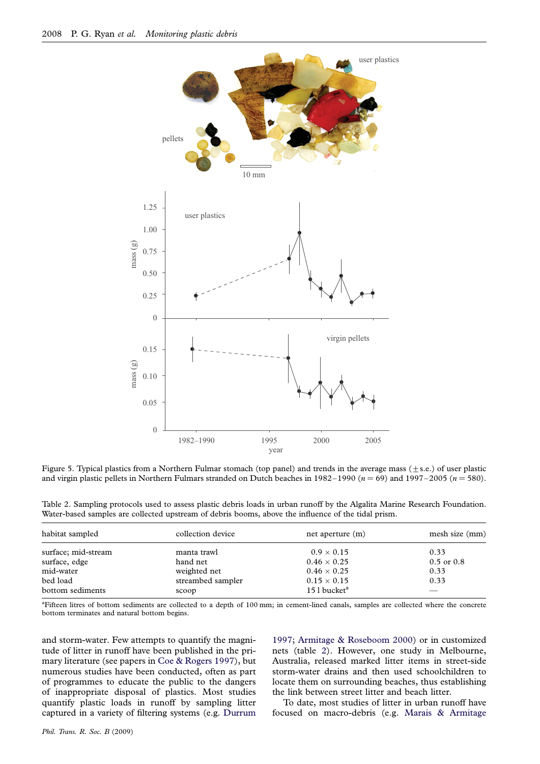Figure 5. Typical plastics from a Northern Fulmar stomach (top panel) and trends in the average mass (±s.e.) of user plastic and virgin plastic pellets in Northern Fulmars stranded on Dutch beaches in 1982–1990 ($n = 69$) and 1997–2005 ($n = 580$).

Table 2. Sampling protocols used to assess plastic debris loads in urban runoff by the Algalita Marine Research Foundation. Water-based samples are collected upstream of debris booms, above the influence of the tidal prism.

| habitat sampled | collection device | net aperture (m) | mesh size (mm) |
|---|---|---|---|
| surface; mid-stream | manta trawl | 0.9 × 0.15 | 0.33 |
| surface, edge | hand net | 0.46 × 0.25 | 0.5 or 0.8 |
| mid-water | weighted net | 0.46 × 0.25 | 0.33 |
| bed load | streambed sampler | 0.15 × 0.15 | 0.33 |
| bottom sediments | scoop | 15 l bucket[a] | — |

[a]Fifteen litres of bottom sediments are collected to a depth of 100 mm; in cement-lined canals, samples are collected where the concrete bottom terminates and natural bottom begins.

and storm-water. Few attempts to quantify the magnitude of litter in runoff have been published in the primary literature (see papers in Coe & Rogers 1997), but numerous studies have been conducted, often as part of programmes to educate the public to the dangers of inappropriate disposal of plastics. Most studies quantify plastic loads in runoff by sampling litter captured in a variety of filtering systems (e.g. Durrum 1997; Armitage & Roseboom 2000) or in customized nets (table 2). However, one study in Melbourne, Australia, released marked litter items in street-side storm-water drains and then used schoolchildren to locate them on surrounding beaches, thus establishing the link between street litter and beach litter.

To date, most studies of litter in urban runoff have focused on macro-debris (e.g. Marais & Armitage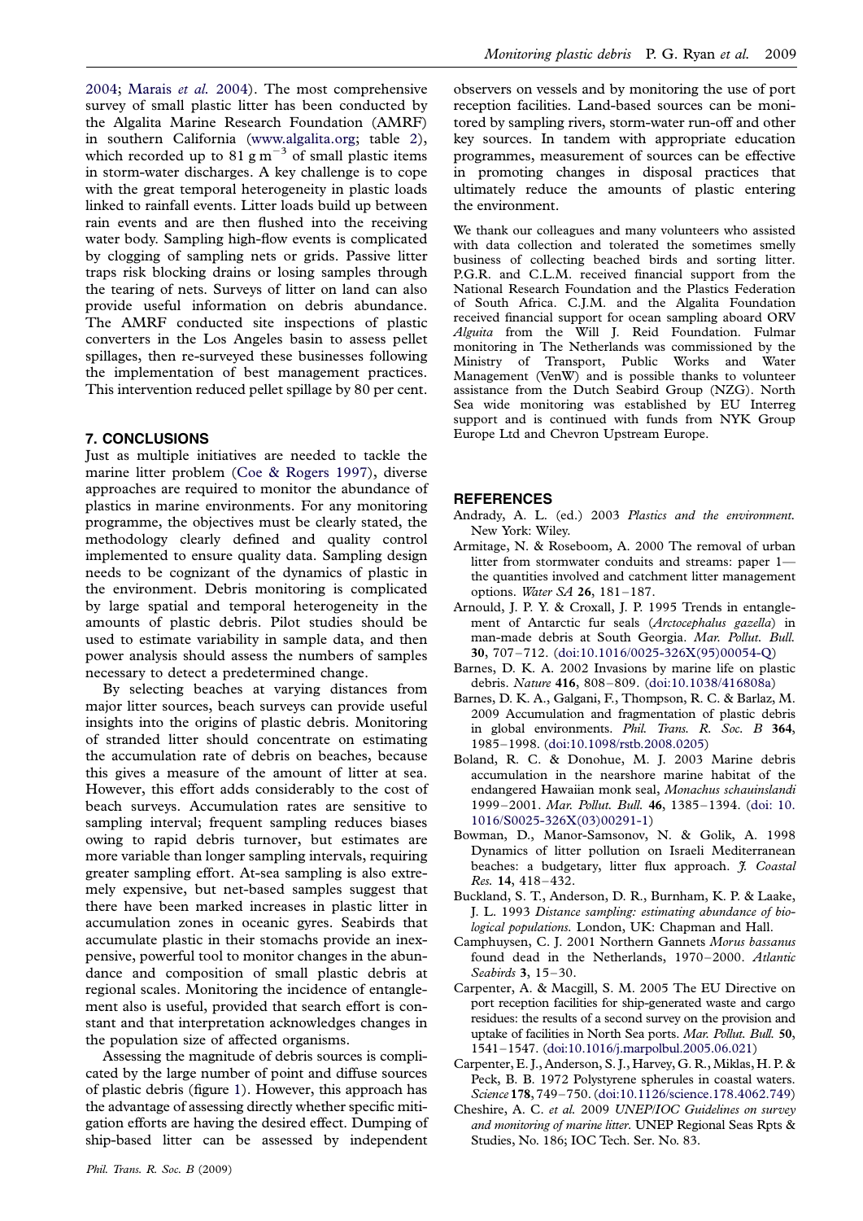2004; Marais *et al.* 2004). The most comprehensive survey of small plastic litter has been conducted by the Algalita Marine Research Foundation (AMRF) in southern California (www.algalita.org; table 2), which recorded up to 81 g $m^{-3}$ of small plastic items in storm-water discharges. A key challenge is to cope with the great temporal heterogeneity in plastic loads linked to rainfall events. Litter loads build up between rain events and are then flushed into the receiving water body. Sampling high-flow events is complicated by clogging of sampling nets or grids. Passive litter traps risk blocking drains or losing samples through the tearing of nets. Surveys of litter on land can also provide useful information on debris abundance. The AMRF conducted site inspections of plastic converters in the Los Angeles basin to assess pellet spillages, then re-surveyed these businesses following the implementation of best management practices. This intervention reduced pellet spillage by 80 per cent.

## 7. CONCLUSIONS

Just as multiple initiatives are needed to tackle the marine litter problem (Coe & Rogers 1997), diverse approaches are required to monitor the abundance of plastics in marine environments. For any monitoring programme, the objectives must be clearly stated, the methodology clearly defined and quality control implemented to ensure quality data. Sampling design needs to be cognizant of the dynamics of plastic in the environment. Debris monitoring is complicated by large spatial and temporal heterogeneity in the amounts of plastic debris. Pilot studies should be used to estimate variability in sample data, and then power analysis should assess the numbers of samples necessary to detect a predetermined change.

By selecting beaches at varying distances from major litter sources, beach surveys can provide useful insights into the origins of plastic debris. Monitoring of stranded litter should concentrate on estimating the accumulation rate of debris on beaches, because this gives a measure of the amount of litter at sea. However, this effort adds considerably to the cost of beach surveys. Accumulation rates are sensitive to sampling interval; frequent sampling reduces biases owing to rapid debris turnover, but estimates are more variable than longer sampling intervals, requiring greater sampling effort. At-sea sampling is also extremely expensive, but net-based samples suggest that there have been marked increases in plastic litter in accumulation zones in oceanic gyres. Seabirds that accumulate plastic in their stomachs provide an inexpensive, powerful tool to monitor changes in the abundance and composition of small plastic debris at regional scales. Monitoring the incidence of entanglement also is useful, provided that search effort is constant and that interpretation acknowledges changes in the population size of affected organisms.

Assessing the magnitude of debris sources is complicated by the large number of point and diffuse sources of plastic debris (figure 1). However, this approach has the advantage of assessing directly whether specific mitigation efforts are having the desired effect. Dumping of ship-based litter can be assessed by independent observers on vessels and by monitoring the use of port reception facilities. Land-based sources can be monitored by sampling rivers, storm-water run-off and other key sources. In tandem with appropriate education programmes, measurement of sources can be effective in promoting changes in disposal practices that ultimately reduce the amounts of plastic entering the environment.

We thank our colleagues and many volunteers who assisted with data collection and tolerated the sometimes smelly business of collecting beached birds and sorting litter. P.G.R. and C.L.M. received financial support from the National Research Foundation and the Plastics Federation of South Africa. C.J.M. and the Algalita Foundation received financial support for ocean sampling aboard ORV *Alguita* from the Will J. Reid Foundation. Fulmar monitoring in The Netherlands was commissioned by the Ministry of Transport, Public Works and Water Management (VenW) and is possible thanks to volunteer assistance from the Dutch Seabird Group (NZG). North Sea wide monitoring was established by EU Interreg support and is continued with funds from NYK Group Europe Ltd and Chevron Upstream Europe.

## REFERENCES

Andrady, A. L. (ed.) 2003 *Plastics and the environment.* New York: Wiley.

Armitage, N. & Roseboom, A. 2000 The removal of urban litter from stormwater conduits and streams: paper 1—the quantities involved and catchment litter management options. *Water SA* **26**, 181–187.

Arnould, J. P. Y. & Croxall, J. P. 1995 Trends in entanglement of Antarctic fur seals (*Arctocephalus gazella*) in man-made debris at South Georgia. *Mar. Pollut. Bull.* **30**, 707–712. (doi:10.1016/0025-326X(95)00054-Q)

Barnes, D. K. A. 2002 Invasions by marine life on plastic debris. *Nature* **416**, 808–809. (doi:10.1038/416808a)

Barnes, D. K. A., Galgani, F., Thompson, R. C. & Barlaz, M. 2009 Accumulation and fragmentation of plastic debris in global environments. *Phil. Trans. R. Soc. B* **364**, 1985–1998. (doi:10.1098/rstb.2008.0205)

Boland, R. C. & Donohue, M. J. 2003 Marine debris accumulation in the nearshore marine habitat of the endangered Hawaiian monk seal, *Monachus schauinslandi* 1999–2001. *Mar. Pollut. Bull.* **46**, 1385–1394. (doi: 10.1016/S0025-326X(03)00291-1)

Bowman, D., Manor-Samsonov, N. & Golik, A. 1998 Dynamics of litter pollution on Israeli Mediterranean beaches: a budgetary, litter flux approach. *J. Coastal Res.* **14**, 418–432.

Buckland, S. T., Anderson, D. R., Burnham, K. P. & Laake, J. L. 1993 *Distance sampling: estimating abundance of biological populations.* London, UK: Chapman and Hall.

Camphuysen, C. J. 2001 Northern Gannets *Morus bassanus* found dead in the Netherlands, 1970–2000. *Atlantic Seabirds* **3**, 15–30.

Carpenter, A. & Macgill, S. M. 2005 The EU Directive on port reception facilities for ship-generated waste and cargo residues: the results of a second survey on the provision and uptake of facilities in North Sea ports. *Mar. Pollut. Bull.* **50**, 1541–1547. (doi:10.1016/j.marpolbul.2005.06.021)

Carpenter, E. J., Anderson, S. J., Harvey, G. R., Miklas, H. P. & Peck, B. B. 1972 Polystyrene spherules in coastal waters. *Science* **178**, 749–750. (doi:10.1126/science.178.4062.749)

Cheshire, A. C. *et al.* 2009 *UNEP/IOC Guidelines on survey and monitoring of marine litter.* UNEP Regional Seas Rpts & Studies, No. 186; IOC Tech. Ser. No. 83.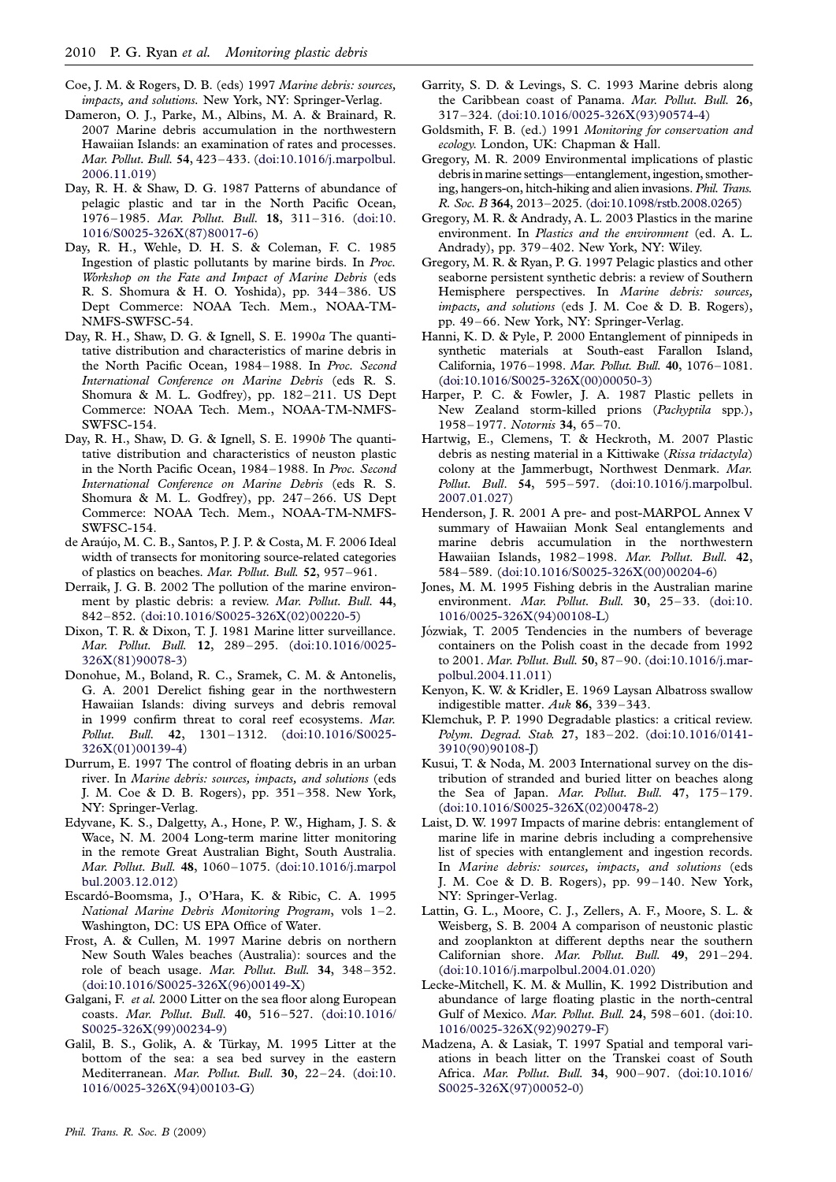Coe, J. M. & Rogers, D. B. (eds) 1997 *Marine debris: sources, impacts, and solutions.* New York, NY: Springer-Verlag.

Dameron, O. J., Parke, M., Albins, M. A. & Brainard, R. 2007 Marine debris accumulation in the northwestern Hawaiian Islands: an examination of rates and processes. *Mar. Pollut. Bull.* **54**, 423–433. (doi:10.1016/j.marpolbul.2006.11.019)

Day, R. H. & Shaw, D. G. 1987 Patterns of abundance of pelagic plastic and tar in the North Pacific Ocean, 1976–1985. *Mar. Pollut. Bull.* **18**, 311–316. (doi:10.1016/S0025-326X(87)80017-6)

Day, R. H., Wehle, D. H. S. & Coleman, F. C. 1985 Ingestion of plastic pollutants by marine birds. In *Proc. Workshop on the Fate and Impact of Marine Debris* (eds R. S. Shomura & H. O. Yoshida), pp. 344–386. US Dept Commerce: NOAA Tech. Mem., NOAA-TM-NMFS-SWFSC-54.

Day, R. H., Shaw, D. G. & Ignell, S. E. 1990*a* The quantitative distribution and characteristics of marine debris in the North Pacific Ocean, 1984–1988. In *Proc. Second International Conference on Marine Debris* (eds R. S. Shomura & M. L. Godfrey), pp. 182–211. US Dept Commerce: NOAA Tech. Mem., NOAA-TM-NMFS-SWFSC-154.

Day, R. H., Shaw, D. G. & Ignell, S. E. 1990*b* The quantitative distribution and characteristics of neuston plastic in the North Pacific Ocean, 1984–1988. In *Proc. Second International Conference on Marine Debris* (eds R. S. Shomura & M. L. Godfrey), pp. 247–266. US Dept Commerce: NOAA Tech. Mem., NOAA-TM-NMFS-SWFSC-154.

de Araújo, M. C. B., Santos, P. J. P. & Costa, M. F. 2006 Ideal width of transects for monitoring source-related categories of plastics on beaches. *Mar. Pollut. Bull.* **52**, 957–961.

Derraik, J. G. B. 2002 The pollution of the marine environment by plastic debris: a review. *Mar. Pollut. Bull.* **44**, 842–852. (doi:10.1016/S0025-326X(02)00220-5)

Dixon, T. R. & Dixon, T. J. 1981 Marine litter surveillance. *Mar. Pollut. Bull.* **12**, 289–295. (doi:10.1016/0025-326X(81)90078-3)

Donohue, M., Boland, R. C., Sramek, C. M. & Antonelis, G. A. 2001 Derelict fishing gear in the northwestern Hawaiian Islands: diving surveys and debris removal in 1999 confirm threat to coral reef ecosystems. *Mar. Pollut. Bull.* **42**, 1301–1312. (doi:10.1016/S0025-326X(01)00139-4)

Durrum, E. 1997 The control of floating debris in an urban river. In *Marine debris: sources, impacts, and solutions* (eds J. M. Coe & D. B. Rogers), pp. 351–358. New York, NY: Springer-Verlag.

Edyvane, K. S., Dalgetty, A., Hone, P. W., Higham, J. S. & Wace, N. M. 2004 Long-term marine litter monitoring in the remote Great Australian Bight, South Australia. *Mar. Pollut. Bull.* **48**, 1060–1075. (doi:10.1016/j.marpolbul.2003.12.012)

Escardó-Boomsma, J., O'Hara, K. & Ribic, C. A. 1995 *National Marine Debris Monitoring Program*, vols 1–2. Washington, DC: US EPA Office of Water.

Frost, A. & Cullen, M. 1997 Marine debris on northern New South Wales beaches (Australia): sources and the role of beach usage. *Mar. Pollut. Bull.* **34**, 348–352. (doi:10.1016/S0025-326X(96)00149-X)

Galgani, F. *et al.* 2000 Litter on the sea floor along European coasts. *Mar. Pollut. Bull.* **40**, 516–527. (doi:10.1016/S0025-326X(99)00234-9)

Galil, B. S., Golik, A. & Türkay, M. 1995 Litter at the bottom of the sea: a sea bed survey in the eastern Mediterranean. *Mar. Pollut. Bull.* **30**, 22–24. (doi:10.1016/0025-326X(94)00103-G)

Garrity, S. D. & Levings, S. C. 1993 Marine debris along the Caribbean coast of Panama. *Mar. Pollut. Bull.* **26**, 317–324. (doi:10.1016/0025-326X(93)90574-4)

Goldsmith, F. B. (ed.) 1991 *Monitoring for conservation and ecology.* London, UK: Chapman & Hall.

Gregory, M. R. 2009 Environmental implications of plastic debris in marine settings—entanglement, ingestion, smothering, hangers-on, hitch-hiking and alien invasions. *Phil. Trans. R. Soc. B* **364**, 2013–2025. (doi:10.1098/rstb.2008.0265)

Gregory, M. R. & Andrady, A. L. 2003 Plastics in the marine environment. In *Plastics and the environment* (ed. A. L. Andrady), pp. 379–402. New York, NY: Wiley.

Gregory, M. R. & Ryan, P. G. 1997 Pelagic plastics and other seaborne persistent synthetic debris: a review of Southern Hemisphere perspectives. In *Marine debris: sources, impacts, and solutions* (eds J. M. Coe & D. B. Rogers), pp. 49–66. New York, NY: Springer-Verlag.

Hanni, K. D. & Pyle, P. 2000 Entanglement of pinnipeds in synthetic materials at South-east Farallon Island, California, 1976–1998. *Mar. Pollut. Bull.* **40**, 1076–1081. (doi:10.1016/S0025-326X(00)00050-3)

Harper, P. C. & Fowler, J. A. 1987 Plastic pellets in New Zealand storm-killed prions (*Pachyptila* spp.), 1958–1977. *Notornis* **34**, 65–70.

Hartwig, E., Clemens, T. & Heckroth, M. 2007 Plastic debris as nesting material in a Kittiwake (*Rissa tridactyla*) colony at the Jammerbugt, Northwest Denmark. *Mar. Pollut. Bull.* **54**, 595–597. (doi:10.1016/j.marpolbul.2007.01.027)

Henderson, J. R. 2001 A pre- and post-MARPOL Annex V summary of Hawaiian Monk Seal entanglements and marine debris accumulation in the northwestern Hawaiian Islands, 1982–1998. *Mar. Pollut. Bull.* **42**, 584–589. (doi:10.1016/S0025-326X(00)00204-6)

Jones, M. M. 1995 Fishing debris in the Australian marine environment. *Mar. Pollut. Bull.* **30**, 25–33. (doi:10.1016/0025-326X(94)00108-L)

Józwiak, T. 2005 Tendencies in the numbers of beverage containers on the Polish coast in the decade from 1992 to 2001. *Mar. Pollut. Bull.* **50**, 87–90. (doi:10.1016/j.marpolbul.2004.11.011)

Kenyon, K. W. & Kridler, E. 1969 Laysan Albatross swallow indigestible matter. *Auk* **86**, 339–343.

Klemchuk, P. P. 1990 Degradable plastics: a critical review. *Polym. Degrad. Stab.* **27**, 183–202. (doi:10.1016/0141-3910(90)90108-J)

Kusui, T. & Noda, M. 2003 International survey on the distribution of stranded and buried litter on beaches along the Sea of Japan. *Mar. Pollut. Bull.* **47**, 175–179. (doi:10.1016/S0025-326X(02)00478-2)

Laist, D. W. 1997 Impacts of marine debris: entanglement of marine life in marine debris including a comprehensive list of species with entanglement and ingestion records. In *Marine debris: sources, impacts, and solutions* (eds J. M. Coe & D. B. Rogers), pp. 99–140. New York, NY: Springer-Verlag.

Lattin, G. L., Moore, C. J., Zellers, A. F., Moore, S. L. & Weisberg, S. B. 2004 A comparison of neustonic plastic and zooplankton at different depths near the southern Californian shore. *Mar. Pollut. Bull.* **49**, 291–294. (doi:10.1016/j.marpolbul.2004.01.020)

Lecke-Mitchell, K. M. & Mullin, K. 1992 Distribution and abundance of large floating plastic in the north-central Gulf of Mexico. *Mar. Pollut. Bull.* **24**, 598–601. (doi:10.1016/0025-326X(92)90279-F)

Madzena, A. & Lasiak, T. 1997 Spatial and temporal variations in beach litter on the Transkei coast of South Africa. *Mar. Pollut. Bull.* **34**, 900–907. (doi:10.1016/S0025-326X(97)00052-0)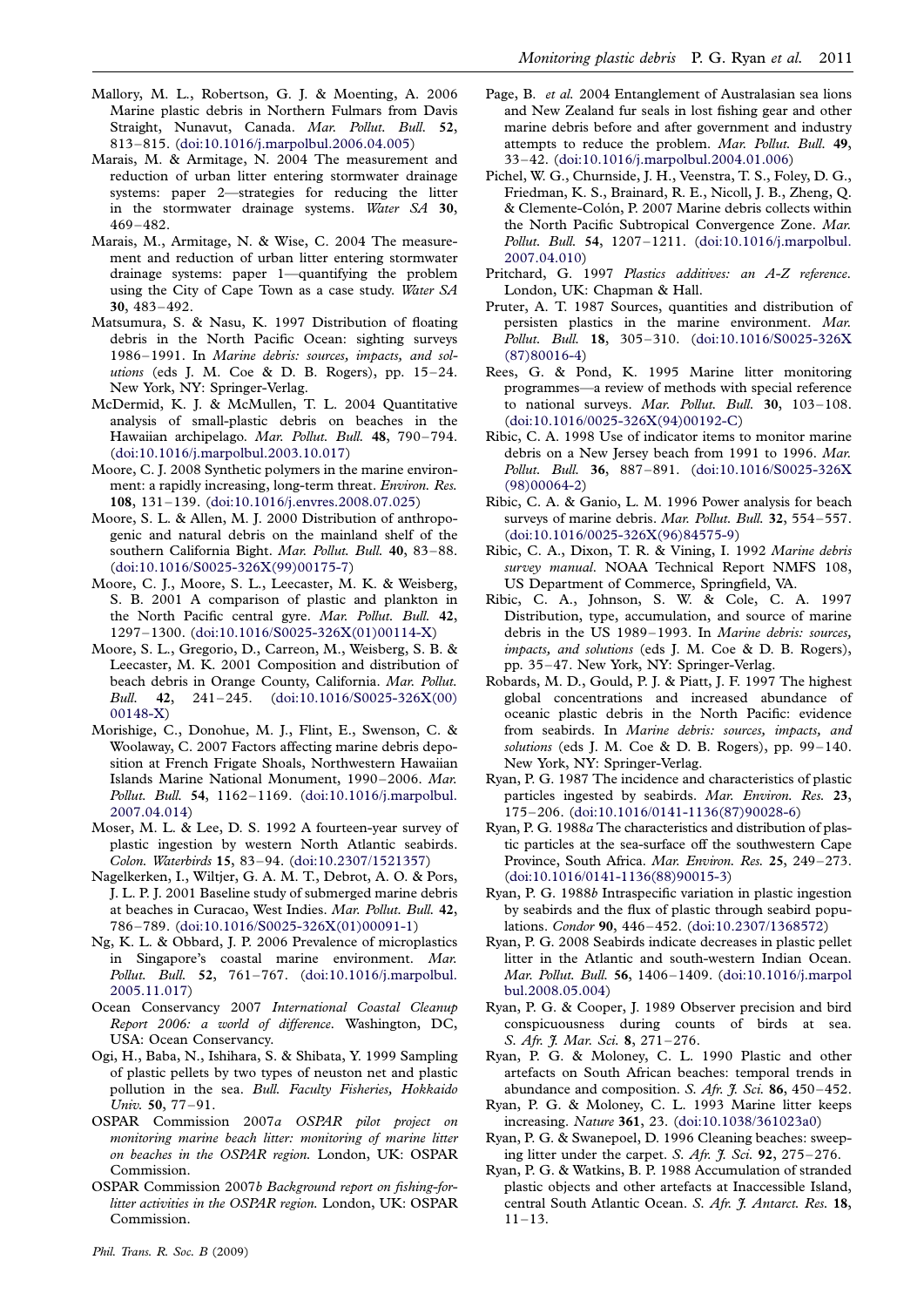Mallory, M. L., Robertson, G. J. & Moenting, A. 2006 Marine plastic debris in Northern Fulmars from Davis Straight, Nunavut, Canada. *Mar. Pollut. Bull.* **52**, 813–815. (doi:10.1016/j.marpolbul.2006.04.005)

Marais, M. & Armitage, N. 2004 The measurement and reduction of urban litter entering stormwater drainage systems: paper 2—strategies for reducing the litter in the stormwater drainage systems. *Water SA* **30**, 469–482.

Marais, M., Armitage, N. & Wise, C. 2004 The measurement and reduction of urban litter entering stormwater drainage systems: paper 1—quantifying the problem using the City of Cape Town as a case study. *Water SA* **30**, 483–492.

Matsumura, S. & Nasu, K. 1997 Distribution of floating debris in the North Pacific Ocean: sighting surveys 1986–1991. In *Marine debris: sources, impacts, and solutions* (eds J. M. Coe & D. B. Rogers), pp. 15–24. New York, NY: Springer-Verlag.

McDermid, K. J. & McMullen, T. L. 2004 Quantitative analysis of small-plastic debris on beaches in the Hawaiian archipelago. *Mar. Pollut. Bull.* **48**, 790–794. (doi:10.1016/j.marpolbul.2003.10.017)

Moore, C. J. 2008 Synthetic polymers in the marine environment: a rapidly increasing, long-term threat. *Environ. Res.* **108**, 131–139. (doi:10.1016/j.envres.2008.07.025)

Moore, S. L. & Allen, M. J. 2000 Distribution of anthropogenic and natural debris on the mainland shelf of the southern California Bight. *Mar. Pollut. Bull.* **40**, 83–88. (doi:10.1016/S0025-326X(99)00175-7)

Moore, C. J., Moore, S. L., Leecaster, M. K. & Weisberg, S. B. 2001 A comparison of plastic and plankton in the North Pacific central gyre. *Mar. Pollut. Bull.* **42**, 1297–1300. (doi:10.1016/S0025-326X(01)00114-X)

Moore, S. L., Gregorio, D., Carreon, M., Weisberg, S. B. & Leecaster, M. K. 2001 Composition and distribution of beach debris in Orange County, California. *Mar. Pollut. Bull.* **42**, 241–245. (doi:10.1016/S0025-326X(00)00148-X)

Morishige, C., Donohue, M. J., Flint, E., Swenson, C. & Woolaway, C. 2007 Factors affecting marine debris deposition at French Frigate Shoals, Northwestern Hawaiian Islands Marine National Monument, 1990–2006. *Mar. Pollut. Bull.* **54**, 1162–1169. (doi:10.1016/j.marpolbul.2007.04.014)

Moser, M. L. & Lee, D. S. 1992 A fourteen-year survey of plastic ingestion by western North Atlantic seabirds. *Colon. Waterbirds* **15**, 83–94. (doi:10.2307/1521357)

Nagelkerken, I., Wiltjer, G. A. M. T., Debrot, A. O. & Pors, J. L. P. J. 2001 Baseline study of submerged marine debris at beaches in Curacao, West Indies. *Mar. Pollut. Bull.* **42**, 786–789. (doi:10.1016/S0025-326X(01)00091-1)

Ng, K. L. & Obbard, J. P. 2006 Prevalence of microplastics in Singapore's coastal marine environment. *Mar. Pollut. Bull.* **52**, 761–767. (doi:10.1016/j.marpolbul.2005.11.017)

Ocean Conservancy 2007 *International Coastal Cleanup Report 2006: a world of difference*. Washington, DC, USA: Ocean Conservancy.

Ogi, H., Baba, N., Ishihara, S. & Shibata, Y. 1999 Sampling of plastic pellets by two types of neuston net and plastic pollution in the sea. *Bull. Faculty Fisheries, Hokkaido Univ.* **50**, 77–91.

OSPAR Commission 2007*a* *OSPAR pilot project on monitoring marine beach litter: monitoring of marine litter on beaches in the OSPAR region*. London, UK: OSPAR Commission.

OSPAR Commission 2007*b* *Background report on fishing-for-litter activities in the OSPAR region*. London, UK: OSPAR Commission.

Page, B. *et al.* 2004 Entanglement of Australasian sea lions and New Zealand fur seals in lost fishing gear and other marine debris before and after government and industry attempts to reduce the problem. *Mar. Pollut. Bull.* **49**, 33–42. (doi:10.1016/j.marpolbul.2004.01.006)

Pichel, W. G., Churnside, J. H., Veenstra, T. S., Foley, D. G., Friedman, K. S., Brainard, R. E., Nicoll, J. B., Zheng, Q. & Clemente-Colón, P. 2007 Marine debris collects within the North Pacific Subtropical Convergence Zone. *Mar. Pollut. Bull.* **54**, 1207–1211. (doi:10.1016/j.marpolbul.2007.04.010)

Pritchard, G. 1997 *Plastics additives: an A-Z reference*. London, UK: Chapman & Hall.

Pruter, A. T. 1987 Sources, quantities and distribution of persisten plastics in the marine environment. *Mar. Pollut. Bull.* **18**, 305–310. (doi:10.1016/S0025-326X(87)80016-4)

Rees, G. & Pond, K. 1995 Marine litter monitoring programmes—a review of methods with special reference to national surveys. *Mar. Pollut. Bull.* **30**, 103–108. (doi:10.1016/0025-326X(94)00192-C)

Ribic, C. A. 1998 Use of indicator items to monitor marine debris on a New Jersey beach from 1991 to 1996. *Mar. Pollut. Bull.* **36**, 887–891. (doi:10.1016/S0025-326X(98)00064-2)

Ribic, C. A. & Ganio, L. M. 1996 Power analysis for beach surveys of marine debris. *Mar. Pollut. Bull.* **32**, 554–557. (doi:10.1016/0025-326X(96)84575-9)

Ribic, C. A., Dixon, T. R. & Vining, I. 1992 *Marine debris survey manual*. NOAA Technical Report NMFS 108, US Department of Commerce, Springfield, VA.

Ribic, C. A., Johnson, S. W. & Cole, C. A. 1997 Distribution, type, accumulation, and source of marine debris in the US 1989–1993. In *Marine debris: sources, impacts, and solutions* (eds J. M. Coe & D. B. Rogers), pp. 35–47. New York, NY: Springer-Verlag.

Robards, M. D., Gould, P. J. & Piatt, J. F. 1997 The highest global concentrations and increased abundance of oceanic plastic debris in the North Pacific: evidence from seabirds. In *Marine debris: sources, impacts, and solutions* (eds J. M. Coe & D. B. Rogers), pp. 99–140. New York, NY: Springer-Verlag.

Ryan, P. G. 1987 The incidence and characteristics of plastic particles ingested by seabirds. *Mar. Environ. Res.* **23**, 175–206. (doi:10.1016/0141-1136(87)90028-6)

Ryan, P. G. 1988*a* The characteristics and distribution of plastic particles at the sea-surface off the southwestern Cape Province, South Africa. *Mar. Environ. Res.* **25**, 249–273. (doi:10.1016/0141-1136(88)90015-3)

Ryan, P. G. 1988*b* Intraspecific variation in plastic ingestion by seabirds and the flux of plastic through seabird populations. *Condor* **90**, 446–452. (doi:10.2307/1368572)

Ryan, P. G. 2008 Seabirds indicate decreases in plastic pellet litter in the Atlantic and south-western Indian Ocean. *Mar. Pollut. Bull.* **56**, 1406–1409. (doi:10.1016/j.marpolbul.2008.05.004)

Ryan, P. G. & Cooper, J. 1989 Observer precision and bird conspicuousness during counts of birds at sea. *S. Afr. J. Mar. Sci.* **8**, 271–276.

Ryan, P. G. & Moloney, C. L. 1990 Plastic and other artefacts on South African beaches: temporal trends in abundance and composition. *S. Afr. J. Sci.* **86**, 450–452.

Ryan, P. G. & Moloney, C. L. 1993 Marine litter keeps increasing. *Nature* **361**, 23. (doi:10.1038/361023a0)

Ryan, P. G. & Swanepoel, D. 1996 Cleaning beaches: sweeping litter under the carpet. *S. Afr. J. Sci.* **92**, 275–276.

Ryan, P. G. & Watkins, B. P. 1988 Accumulation of stranded plastic objects and other artefacts at Inaccessible Island, central South Atlantic Ocean. *S. Afr. J. Antarct. Res.* **18**, 11–13.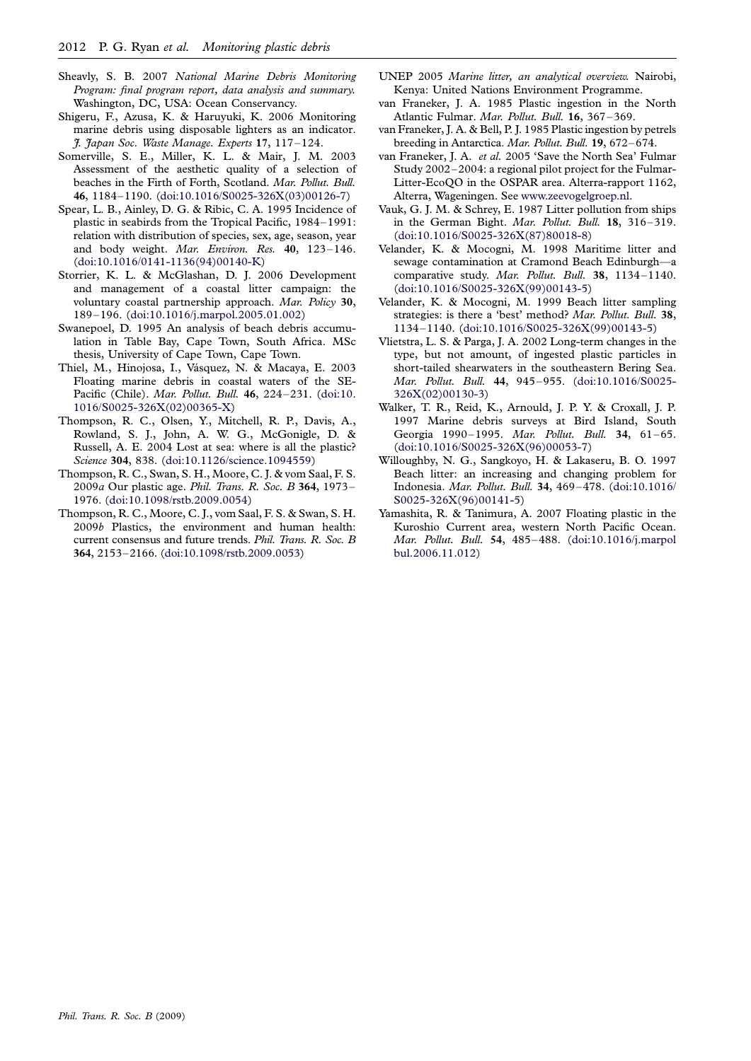Sheavly, S. B. 2007 *National Marine Debris Monitoring Program: final program report, data analysis and summary.* Washington, DC, USA: Ocean Conservancy.

Shigeru, F., Azusa, K. & Haruyuki, K. 2006 Monitoring marine debris using disposable lighters as an indicator. *J. Japan Soc. Waste Manage. Experts* **17**, 117–124.

Somerville, S. E., Miller, K. L. & Mair, J. M. 2003 Assessment of the aesthetic quality of a selection of beaches in the Firth of Forth, Scotland. *Mar. Pollut. Bull.* **46**, 1184–1190. (doi:10.1016/S0025-326X(03)00126-7)

Spear, L. B., Ainley, D. G. & Ribic, C. A. 1995 Incidence of plastic in seabirds from the Tropical Pacific, 1984–1991: relation with distribution of species, sex, age, season, year and body weight. *Mar. Environ. Res.* **40**, 123–146. (doi:10.1016/0141-1136(94)00140-K)

Storrier, K. L. & McGlashan, D. J. 2006 Development and management of a coastal litter campaign: the voluntary coastal partnership approach. *Mar. Policy* **30**, 189–196. (doi:10.1016/j.marpol.2005.01.002)

Swanepoel, D. 1995 An analysis of beach debris accumulation in Table Bay, Cape Town, South Africa. MSc thesis, University of Cape Town, Cape Town.

Thiel, M., Hinojosa, I., Vásquez, N. & Macaya, E. 2003 Floating marine debris in coastal waters of the SE-Pacific (Chile). *Mar. Pollut. Bull.* **46**, 224–231. (doi:10.1016/S0025-326X(02)00365-X)

Thompson, R. C., Olsen, Y., Mitchell, R. P., Davis, A., Rowland, S. J., John, A. W. G., McGonigle, D. & Russell, A. E. 2004 Lost at sea: where is all the plastic? *Science* **304**, 838. (doi:10.1126/science.1094559)

Thompson, R. C., Swan, S. H., Moore, C. J. & vom Saal, F. S. 2009*a* Our plastic age. *Phil. Trans. R. Soc. B* **364**, 1973–1976. (doi:10.1098/rstb.2009.0054)

Thompson, R. C., Moore, C. J., vom Saal, F. S. & Swan, S. H. 2009*b* Plastics, the environment and human health: current consensus and future trends. *Phil. Trans. R. Soc. B* **364**, 2153–2166. (doi:10.1098/rstb.2009.0053)

UNEP 2005 *Marine litter, an analytical overview.* Nairobi, Kenya: United Nations Environment Programme.

van Franeker, J. A. 1985 Plastic ingestion in the North Atlantic Fulmar. *Mar. Pollut. Bull.* **16**, 367–369.

van Franeker, J. A. & Bell, P. J. 1985 Plastic ingestion by petrels breeding in Antarctica. *Mar. Pollut. Bull.* **19**, 672–674.

van Franeker, J. A. *et al.* 2005 'Save the North Sea' Fulmar Study 2002–2004: a regional pilot project for the Fulmar-Litter-EcoQO in the OSPAR area. Alterra-rapport 1162, Alterra, Wageningen. See www.zeevogelgroep.nl.

Vauk, G. J. M. & Schrey, E. 1987 Litter pollution from ships in the German Bight. *Mar. Pollut. Bull.* **18**, 316–319. (doi:10.1016/S0025-326X(87)80018-8)

Velander, K. & Mocogni, M. 1998 Maritime litter and sewage contamination at Cramond Beach Edinburgh—a comparative study. *Mar. Pollut. Bull.* **38**, 1134–1140. (doi:10.1016/S0025-326X(99)00143-5)

Velander, K. & Mocogni, M. 1999 Beach litter sampling strategies: is there a 'best' method? *Mar. Pollut. Bull.* **38**, 1134–1140. (doi:10.1016/S0025-326X(99)00143-5)

Vlietstra, L. S. & Parga, J. A. 2002 Long-term changes in the type, but not amount, of ingested plastic particles in short-tailed shearwaters in the southeastern Bering Sea. *Mar. Pollut. Bull.* **44**, 945–955. (doi:10.1016/S0025-326X(02)00130-3)

Walker, T. R., Reid, K., Arnould, J. P. Y. & Croxall, J. P. 1997 Marine debris surveys at Bird Island, South Georgia 1990–1995. *Mar. Pollut. Bull.* **34**, 61–65. (doi:10.1016/S0025-326X(96)00053-7)

Willoughby, N. G., Sangkoyo, H. & Lakaseru, B. O. 1997 Beach litter: an increasing and changing problem for Indonesia. *Mar. Pollut. Bull.* **34**, 469–478. (doi:10.1016/S0025-326X(96)00141-5)

Yamashita, R. & Tanimura, A. 2007 Floating plastic in the Kuroshio Current area, western North Pacific Ocean. *Mar. Pollut. Bull.* **54**, 485–488. (doi:10.1016/j.marpolbul.2006.11.012)